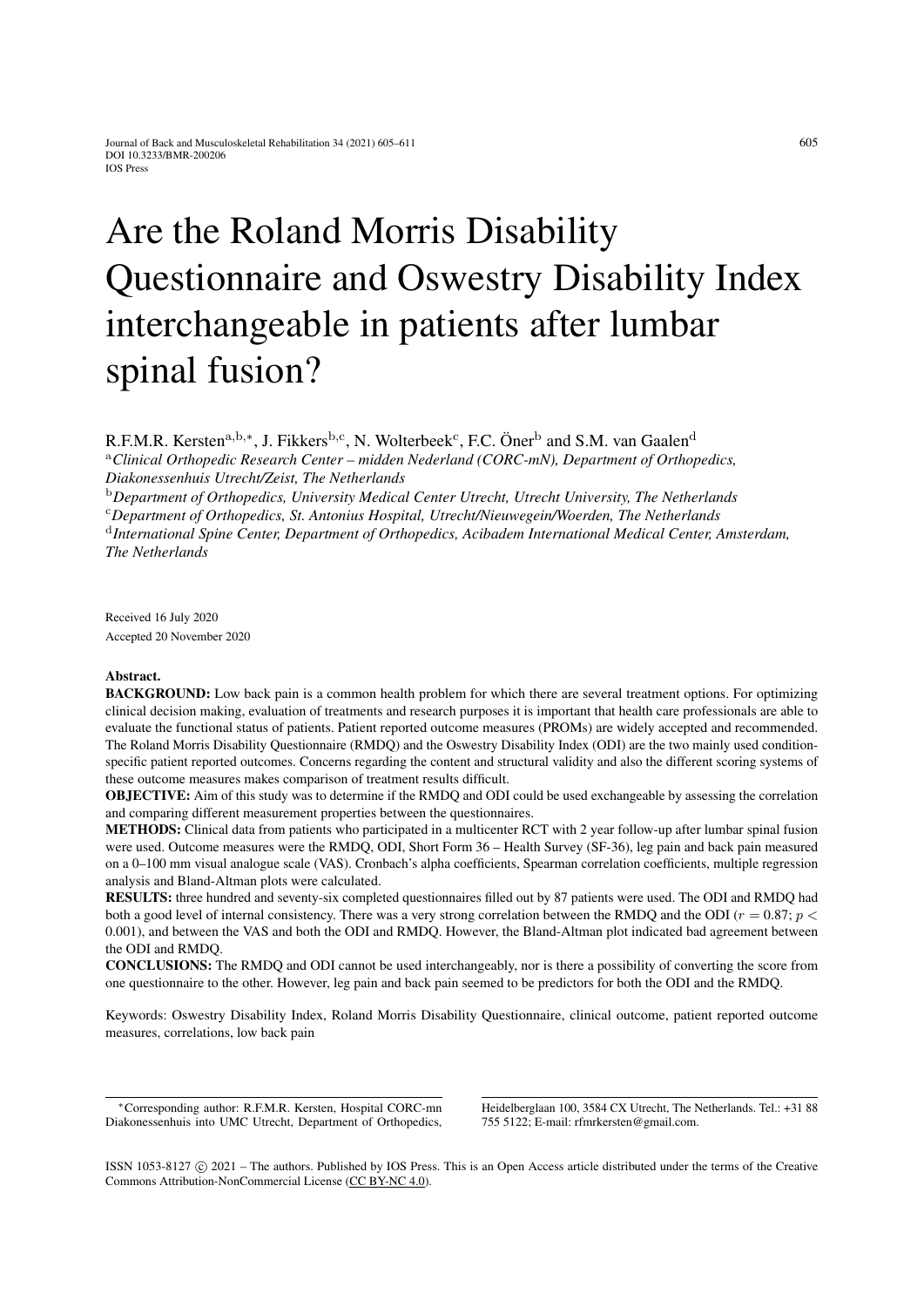# Are the Roland Morris Disability Questionnaire and Oswestry Disability Index interchangeable in patients after lumbar spinal fusion?

R.F.M.R. Kersten[a,b,∗], J. Fikkers[b,c], N. Wolterbeek[c], F.C. Öner[b] and S.M. van Gaalen[d]

[a]*Clinical Orthopedic Research Center – midden Nederland (CORC-mN), Department of Orthopedics, Diakonessenhuis Utrecht/Zeist, The Netherlands*

[b]*Department of Orthopedics, University Medical Center Utrecht, Utrecht University, The Netherlands*

[c]*Department of Orthopedics, St. Antonius Hospital, Utrecht/Nieuwegein/Woerden, The Netherlands*

[d]*International Spine Center, Department of Orthopedics, Acibadem International Medical Center, Amsterdam, The Netherlands*

Received 16 July 2020

Accepted 20 November 2020

**Abstract.**

**BACKGROUND:** Low back pain is a common health problem for which there are several treatment options. For optimizing clinical decision making, evaluation of treatments and research purposes it is important that health care professionals are able to evaluate the functional status of patients. Patient reported outcome measures (PROMs) are widely accepted and recommended. The Roland Morris Disability Questionnaire (RMDQ) and the Oswestry Disability Index (ODI) are the two mainly used condition-specific patient reported outcomes. Concerns regarding the content and structural validity and also the different scoring systems of these outcome measures makes comparison of treatment results difficult.

**OBJECTIVE:** Aim of this study was to determine if the RMDQ and ODI could be used exchangeable by assessing the correlation and comparing different measurement properties between the questionnaires.

**METHODS:** Clinical data from patients who participated in a multicenter RCT with 2 year follow-up after lumbar spinal fusion were used. Outcome measures were the RMDQ, ODI, Short Form 36 – Health Survey (SF-36), leg pain and back pain measured on a 0–100 mm visual analogue scale (VAS). Cronbach's alpha coefficients, Spearman correlation coefficients, multiple regression analysis and Bland-Altman plots were calculated.

**RESULTS:** three hundred and seventy-six completed questionnaires filled out by 87 patients were used. The ODI and RMDQ had both a good level of internal consistency. There was a very strong correlation between the RMDQ and the ODI ($r = 0.87$; $p < 0.001$), and between the VAS and both the ODI and RMDQ. However, the Bland-Altman plot indicated bad agreement between the ODI and RMDQ.

**CONCLUSIONS:** The RMDQ and ODI cannot be used interchangeably, nor is there a possibility of converting the score from one questionnaire to the other. However, leg pain and back pain seemed to be predictors for both the ODI and the RMDQ.

Keywords: Oswestry Disability Index, Roland Morris Disability Questionnaire, clinical outcome, patient reported outcome measures, correlations, low back pain

∗Corresponding author: R.F.M.R. Kersten, Hospital CORC-mn Diakonessenhuis into UMC Utrecht, Department of Orthopedics, Heidelberglaan 100, 3584 CX Utrecht, The Netherlands. Tel.: +31 88 755 5122; E-mail: rfmrkersten@gmail.com.

ISSN 1053-8127 © 2021 – The authors. Published by IOS Press. This is an Open Access article distributed under the terms of the Creative Commons Attribution-NonCommercial License (CC BY-NC 4.0).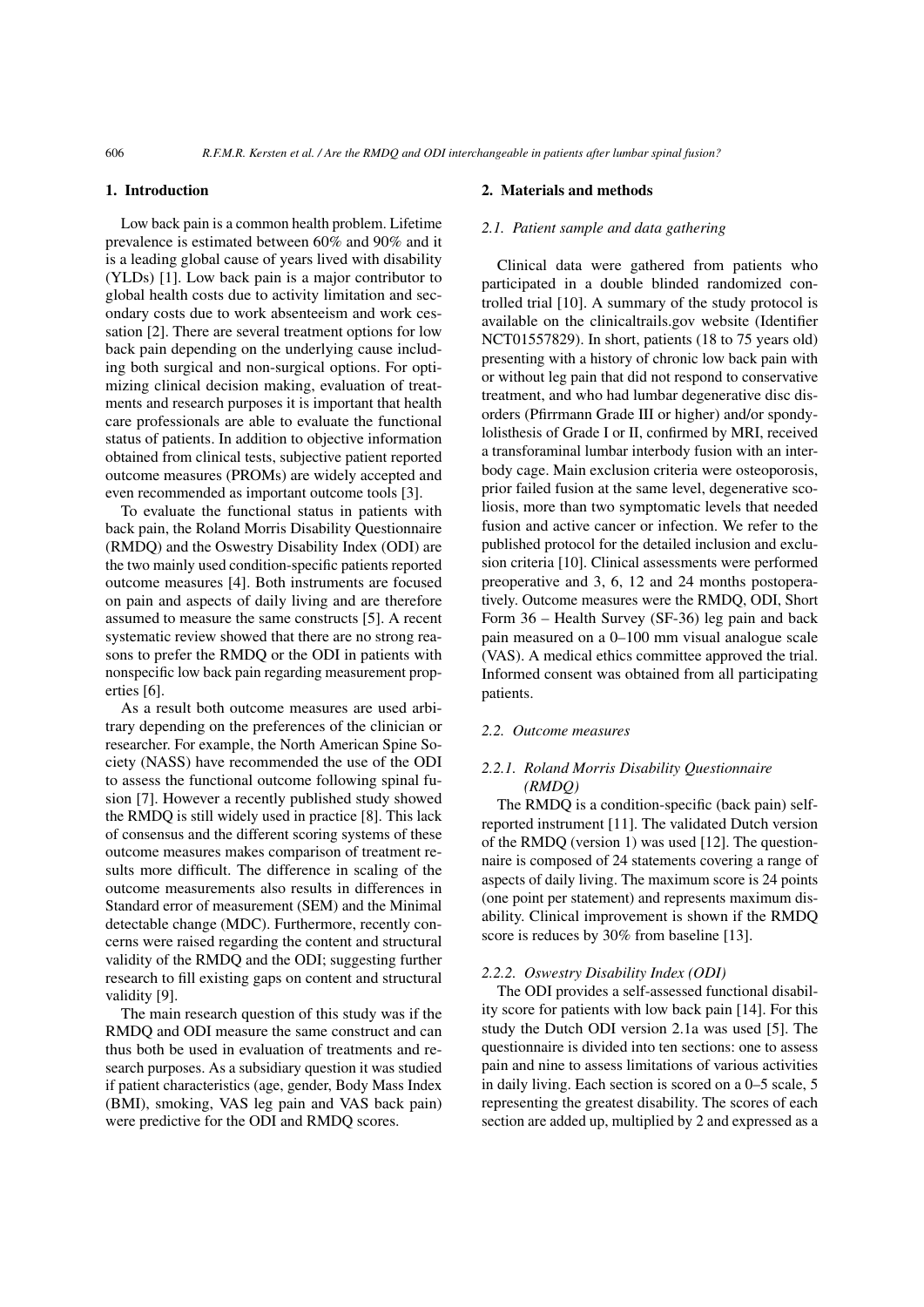## 1. Introduction

Low back pain is a common health problem. Lifetime prevalence is estimated between 60% and 90% and it is a leading global cause of years lived with disability (YLDs) [1]. Low back pain is a major contributor to global health costs due to activity limitation and secondary costs due to work absenteeism and work cessation [2]. There are several treatment options for low back pain depending on the underlying cause including both surgical and non-surgical options. For optimizing clinical decision making, evaluation of treatments and research purposes it is important that health care professionals are able to evaluate the functional status of patients. In addition to objective information obtained from clinical tests, subjective patient reported outcome measures (PROMs) are widely accepted and even recommended as important outcome tools [3].

To evaluate the functional status in patients with back pain, the Roland Morris Disability Questionnaire (RMDQ) and the Oswestry Disability Index (ODI) are the two mainly used condition-specific patients reported outcome measures [4]. Both instruments are focused on pain and aspects of daily living and are therefore assumed to measure the same constructs [5]. A recent systematic review showed that there are no strong reasons to prefer the RMDQ or the ODI in patients with nonspecific low back pain regarding measurement properties [6].

As a result both outcome measures are used arbitrary depending on the preferences of the clinician or researcher. For example, the North American Spine Society (NASS) have recommended the use of the ODI to assess the functional outcome following spinal fusion [7]. However a recently published study showed the RMDQ is still widely used in practice [8]. This lack of consensus and the different scoring systems of these outcome measures makes comparison of treatment results more difficult. The difference in scaling of the outcome measurements also results in differences in Standard error of measurement (SEM) and the Minimal detectable change (MDC). Furthermore, recently concerns were raised regarding the content and structural validity of the RMDQ and the ODI; suggesting further research to fill existing gaps on content and structural validity [9].

The main research question of this study was if the RMDQ and ODI measure the same construct and can thus both be used in evaluation of treatments and research purposes. As a subsidiary question it was studied if patient characteristics (age, gender, Body Mass Index (BMI), smoking, VAS leg pain and VAS back pain) were predictive for the ODI and RMDQ scores.

## 2. Materials and methods

### 2.1. Patient sample and data gathering

Clinical data were gathered from patients who participated in a double blinded randomized controlled trial [10]. A summary of the study protocol is available on the clinicaltrails.gov website (Identifier NCT01557829). In short, patients (18 to 75 years old) presenting with a history of chronic low back pain with or without leg pain that did not respond to conservative treatment, and who had lumbar degenerative disc disorders (Pfirrmann Grade III or higher) and/or spondylolisthesis of Grade I or II, confirmed by MRI, received a transforaminal lumbar interbody fusion with an interbody cage. Main exclusion criteria were osteoporosis, prior failed fusion at the same level, degenerative scoliosis, more than two symptomatic levels that needed fusion and active cancer or infection. We refer to the published protocol for the detailed inclusion and exclusion criteria [10]. Clinical assessments were performed preoperative and 3, 6, 12 and 24 months postoperatively. Outcome measures were the RMDQ, ODI, Short Form 36 – Health Survey (SF-36) leg pain and back pain measured on a 0–100 mm visual analogue scale (VAS). A medical ethics committee approved the trial. Informed consent was obtained from all participating patients.

### 2.2. Outcome measures

#### 2.2.1. Roland Morris Disability Questionnaire (RMDQ)

The RMDQ is a condition-specific (back pain) self-reported instrument [11]. The validated Dutch version of the RMDQ (version 1) was used [12]. The questionnaire is composed of 24 statements covering a range of aspects of daily living. The maximum score is 24 points (one point per statement) and represents maximum disability. Clinical improvement is shown if the RMDQ score is reduces by 30% from baseline [13].

#### 2.2.2. Oswestry Disability Index (ODI)

The ODI provides a self-assessed functional disability score for patients with low back pain [14]. For this study the Dutch ODI version 2.1a was used [5]. The questionnaire is divided into ten sections: one to assess pain and nine to assess limitations of various activities in daily living. Each section is scored on a 0–5 scale, 5 representing the greatest disability. The scores of each section are added up, multiplied by 2 and expressed as a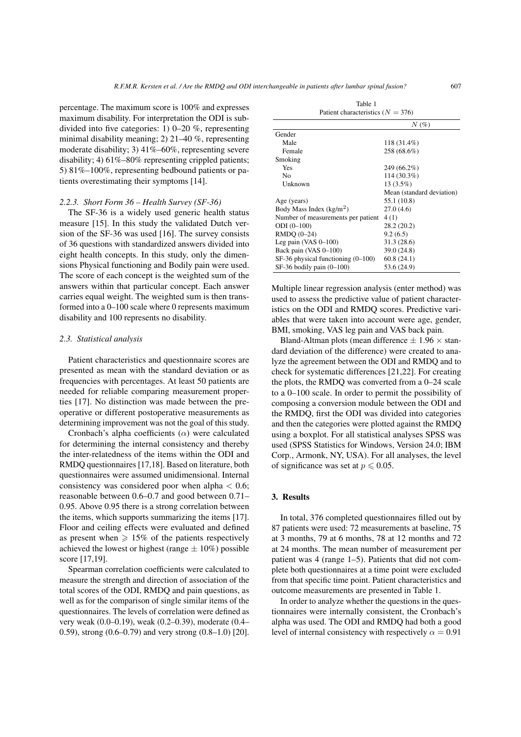percentage. The maximum score is 100% and expresses maximum disability. For interpretation the ODI is subdivided into five categories: 1) 0–20 %, representing minimal disability meaning; 2) 21–40 %, representing moderate disability; 3) 41%–60%, representing severe disability; 4) 61%–80% representing crippled patients; 5) 81%–100%, representing bedbound patients or patients overestimating their symptoms [14].

#### 2.2.3. *Short Form 36 – Health Survey (SF-36)*

The SF-36 is a widely used generic health status measure [15]. In this study the validated Dutch version of the SF-36 was used [16]. The survey consists of 36 questions with standardized answers divided into eight health concepts. In this study, only the dimensions Physical functioning and Bodily pain were used. The score of each concept is the weighted sum of the answers within that particular concept. Each answer carries equal weight. The weighted sum is then transformed into a 0–100 scale where 0 represents maximum disability and 100 represents no disability.

### 2.3. *Statistical analysis*

Patient characteristics and questionnaire scores are presented as mean with the standard deviation or as frequencies with percentages. At least 50 patients are needed for reliable comparing measurement properties [17]. No distinction was made between the preoperative or different postoperative measurements as determining improvement was not the goal of this study.

Cronbach's alpha coefficients ($\alpha$) were calculated for determining the internal consistency and thereby the inter-relatedness of the items within the ODI and RMDQ questionnaires [17,18]. Based on literature, both questionnaires were assumed unidimensional. Internal consistency was considered poor when alpha $< 0.6$; reasonable between 0.6–0.7 and good between 0.71–0.95. Above 0.95 there is a strong correlation between the items, which supports summarizing the items [17]. Floor and ceiling effects were evaluated and defined as present when $\geqslant$ 15% of the patients respectively achieved the lowest or highest (range $\pm$ 10%) possible score [17,19].

Spearman correlation coefficients were calculated to measure the strength and direction of association of the total scores of the ODI, RMDQ and pain questions, as well as for the comparison of single similar items of the questionnaires. The levels of correlation were defined as very weak (0.0–0.19), weak (0.2–0.39), moderate (0.4–0.59), strong (0.6–0.79) and very strong (0.8–1.0) [20].

Table 1
Patient characteristics ($N = 376$)

| | $N$ (%) |
|---|---|
| Gender | |
| Male | 118 (31.4%) |
| Female | 258 (68.6%) |
| Smoking | |
| Yes | 249 (66.2%) |
| No | 114 (30.3%) |
| Unknown | 13 (3.5%) |
| | Mean (standard deviation) |
| Age (years) | 55.1 (10.8) |
| Body Mass Index (kg/m$^2$) | 27.0 (4.6) |
| Number of measurements per patient | 4 (1) |
| ODI (0–100) | 28.2 (20.2) |
| RMDQ (0–24) | 9.2 (6.5) |
| Leg pain (VAS 0–100) | 31.3 (28.6) |
| Back pain (VAS 0–100) | 39.0 (24.8) |
| SF-36 physical functioning (0–100) | 60.8 (24.1) |
| SF-36 bodily pain (0–100) | 53.6 (24.9) |

Multiple linear regression analysis (enter method) was used to assess the predictive value of patient characteristics on the ODI and RMDQ scores. Predictive variables that were taken into account were age, gender, BMI, smoking, VAS leg pain and VAS back pain.

Bland-Altman plots (mean difference $\pm$ 1.96 $\times$ standard deviation of the difference) were created to analyze the agreement between the ODI and RMDQ and to check for systematic differences [21,22]. For creating the plots, the RMDQ was converted from a 0–24 scale to a 0–100 scale. In order to permit the possibility of composing a conversion module between the ODI and the RMDQ, first the ODI was divided into categories and then the categories were plotted against the RMDQ using a boxplot. For all statistical analyses SPSS was used (SPSS Statistics for Windows, Version 24.0; IBM Corp., Armonk, NY, USA). For all analyses, the level of significance was set at $p \leqslant 0.05$.

## 3. Results

In total, 376 completed questionnaires filled out by 87 patients were used: 72 measurements at baseline, 75 at 3 months, 79 at 6 months, 78 at 12 months and 72 at 24 months. The mean number of measurement per patient was 4 (range 1–5). Patients that did not complete both questionnaires at a time point were excluded from that specific time point. Patient characteristics and outcome measurements are presented in Table 1.

In order to analyze whether the questions in the questionnaires were internally consistent, the Cronbach's alpha was used. The ODI and RMDQ had both a good level of internal consistency with respectively $\alpha = 0.91$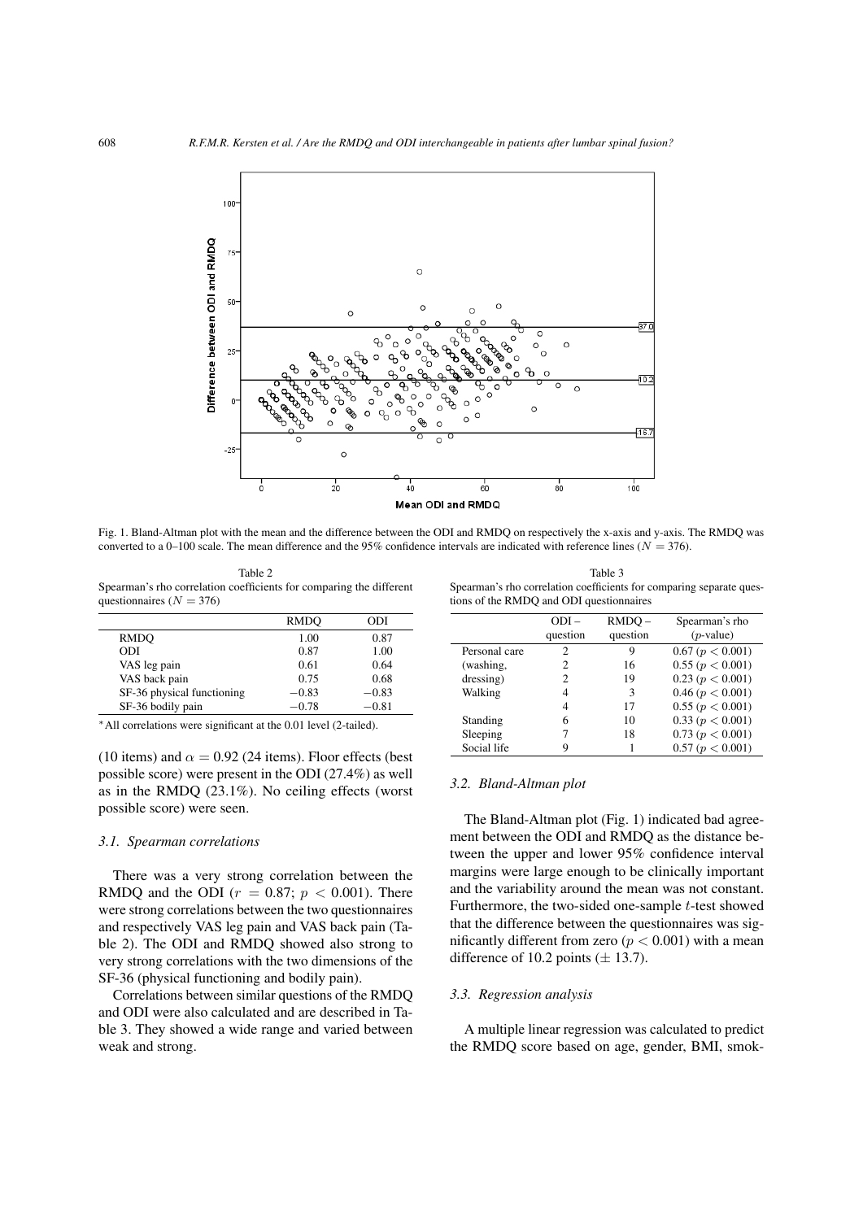Fig. 1. Bland-Altman plot with the mean and the difference between the ODI and RMDQ on respectively the x-axis and y-axis. The RMDQ was converted to a 0–100 scale. The mean difference and the 95% confidence intervals are indicated with reference lines ($N = 376$).

Table 2
Spearman's rho correlation coefficients for comparing the different questionnaires ($N = 376$)

| | RMDQ | ODI |
|---|---|---|
| RMDQ | 1.00 | 0.87 |
| ODI | 0.87 | 1.00 |
| VAS leg pain | 0.61 | 0.64 |
| VAS back pain | 0.75 | 0.68 |
| SF-36 physical functioning | −0.83 | −0.83 |
| SF-36 bodily pain | −0.78 | −0.81 |

*All correlations were significant at the 0.01 level (2-tailed).

Table 3
Spearman's rho correlation coefficients for comparing separate questions of the RMDQ and ODI questionnaires

| | ODI – question | RMDQ – question | Spearman's rho ($p$-value) |
|---|---|---|---|
| Personal care | 2 | 9 | 0.67 ($p < 0.001$) |
| (washing, | 2 | 16 | 0.55 ($p < 0.001$) |
| dressing) | 2 | 19 | 0.23 ($p < 0.001$) |
| Walking | 4 | 3 | 0.46 ($p < 0.001$) |
| | 4 | 17 | 0.55 ($p < 0.001$) |
| Standing | 6 | 10 | 0.33 ($p < 0.001$) |
| Sleeping | 7 | 18 | 0.73 ($p < 0.001$) |
| Social life | 9 | 1 | 0.57 ($p < 0.001$) |

(10 items) and $\alpha = 0.92$ (24 items). Floor effects (best possible score) were present in the ODI (27.4%) as well as in the RMDQ (23.1%). No ceiling effects (worst possible score) were seen.

### 3.1. Spearman correlations

There was a very strong correlation between the RMDQ and the ODI ($r = 0.87$; $p < 0.001$). There were strong correlations between the two questionnaires and respectively VAS leg pain and VAS back pain (Table 2). The ODI and RMDQ showed also strong to very strong correlations with the two dimensions of the SF-36 (physical functioning and bodily pain).

Correlations between similar questions of the RMDQ and ODI were also calculated and are described in Table 3. They showed a wide range and varied between weak and strong.

### 3.2. Bland-Altman plot

The Bland-Altman plot (Fig. 1) indicated bad agreement between the ODI and RMDQ as the distance between the upper and lower 95% confidence interval margins were large enough to be clinically important and the variability around the mean was not constant. Furthermore, the two-sided one-sample $t$-test showed that the difference between the questionnaires was significantly different from zero ($p < 0.001$) with a mean difference of 10.2 points ($\pm$ 13.7).

### 3.3. Regression analysis

A multiple linear regression was calculated to predict the RMDQ score based on age, gender, BMI, smok-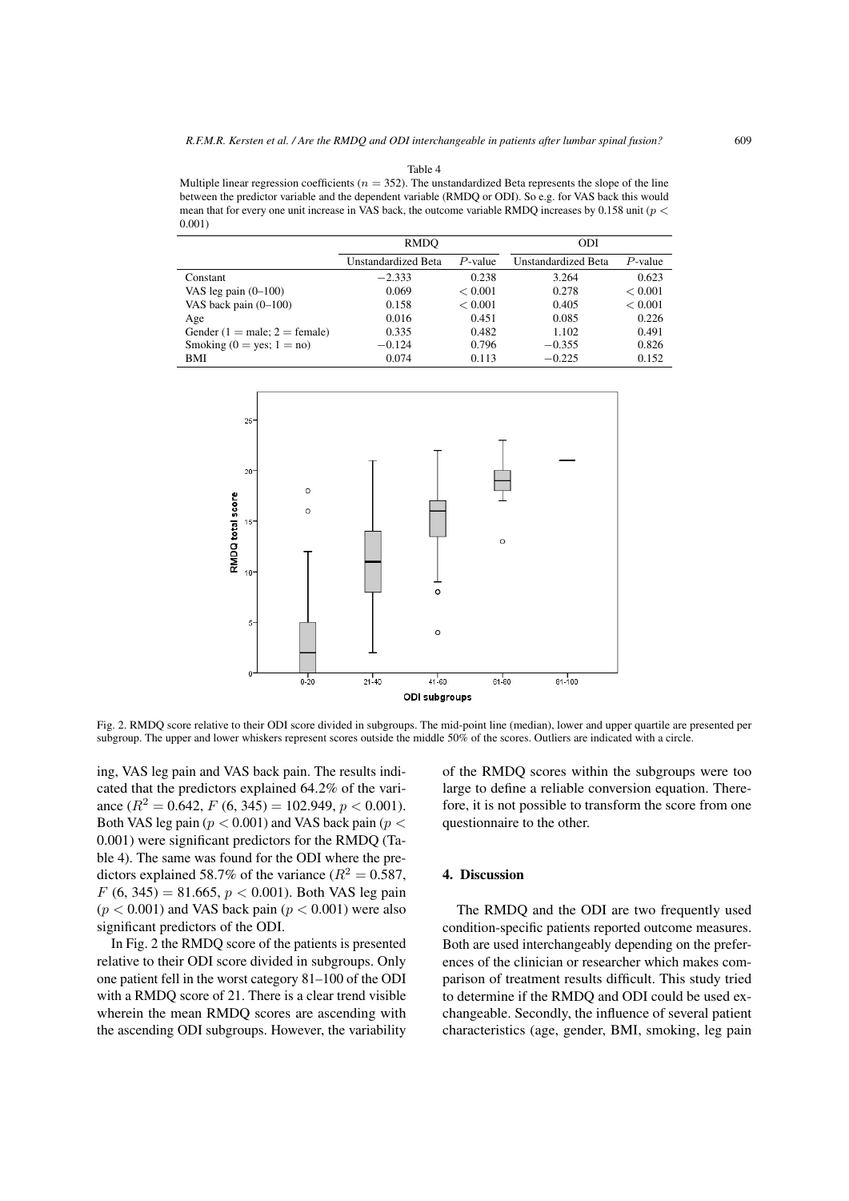Table 4
Multiple linear regression coefficients ($n = 352$). The unstandardized Beta represents the slope of the line between the predictor variable and the dependent variable (RMDQ or ODI). So e.g. for VAS back this would mean that for every one unit increase in VAS back, the outcome variable RMDQ increases by 0.158 unit ($p < 0.001$)

| | RMDQ | | ODI | |
|---|---|---|---|---|
| | Unstandardized Beta | $P$-value | Unstandardized Beta | $P$-value |
| Constant | −2.333 | 0.238 | 3.264 | 0.623 |
| VAS leg pain (0–100) | 0.069 | < 0.001 | 0.278 | < 0.001 |
| VAS back pain (0–100) | 0.158 | < 0.001 | 0.405 | < 0.001 |
| Age | 0.016 | 0.451 | 0.085 | 0.226 |
| Gender (1 = male; 2 = female) | 0.335 | 0.482 | 1.102 | 0.491 |
| Smoking (0 = yes; 1 = no) | −0.124 | 0.796 | −0.355 | 0.826 |
| BMI | 0.074 | 0.113 | −0.225 | 0.152 |

Fig. 2. RMDQ score relative to their ODI score divided in subgroups. The mid-point line (median), lower and upper quartile are presented per subgroup. The upper and lower whiskers represent scores outside the middle 50% of the scores. Outliers are indicated with a circle.

ing, VAS leg pain and VAS back pain. The results indicated that the predictors explained 64.2% of the variance ($R^2 = 0.642$, $F$ (6, 345) = 102.949, $p < 0.001$). Both VAS leg pain ($p < 0.001$) and VAS back pain ($p < 0.001$) were significant predictors for the RMDQ (Table 4). The same was found for the ODI where the predictors explained 58.7% of the variance ($R^2 = 0.587$, $F$ (6, 345) = 81.665, $p < 0.001$). Both VAS leg pain ($p < 0.001$) and VAS back pain ($p < 0.001$) were also significant predictors of the ODI.

In Fig. 2 the RMDQ score of the patients is presented relative to their ODI score divided in subgroups. Only one patient fell in the worst category 81–100 of the ODI with a RMDQ score of 21. There is a clear trend visible wherein the mean RMDQ scores are ascending with the ascending ODI subgroups. However, the variability of the RMDQ scores within the subgroups were too large to define a reliable conversion equation. Therefore, it is not possible to transform the score from one questionnaire to the other.

## 4. Discussion

The RMDQ and the ODI are two frequently used condition-specific patients reported outcome measures. Both are used interchangeably depending on the preferences of the clinician or researcher which makes comparison of treatment results difficult. This study tried to determine if the RMDQ and ODI could be used exchangeable. Secondly, the influence of several patient characteristics (age, gender, BMI, smoking, leg pain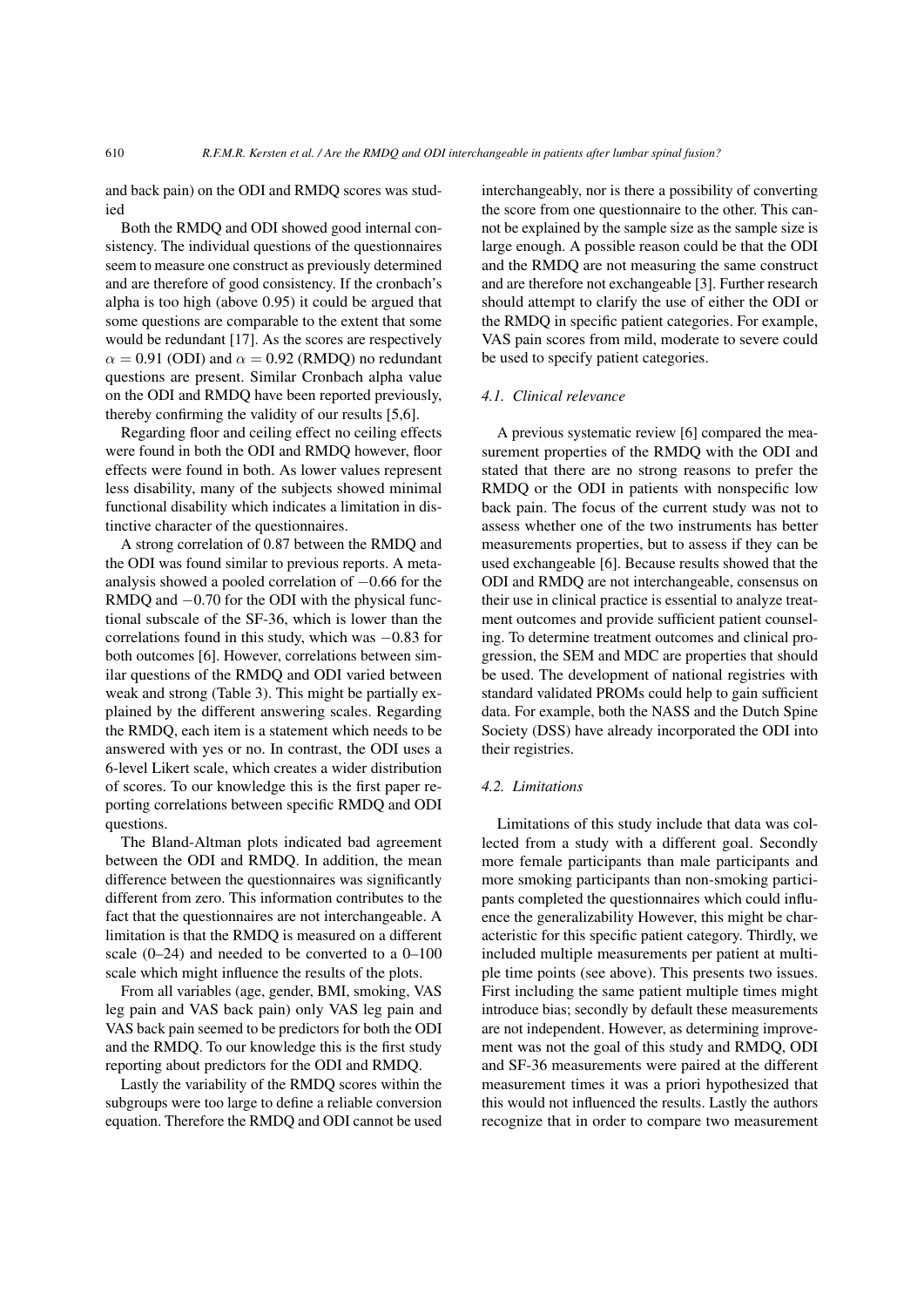and back pain) on the ODI and RMDQ scores was studied

Both the RMDQ and ODI showed good internal consistency. The individual questions of the questionnaires seem to measure one construct as previously determined and are therefore of good consistency. If the cronbach's alpha is too high (above 0.95) it could be argued that some questions are comparable to the extent that some would be redundant [17]. As the scores are respectively $\alpha = 0.91$ (ODI) and $\alpha = 0.92$ (RMDQ) no redundant questions are present. Similar Cronbach alpha value on the ODI and RMDQ have been reported previously, thereby confirming the validity of our results [5,6].

Regarding floor and ceiling effect no ceiling effects were found in both the ODI and RMDQ however, floor effects were found in both. As lower values represent less disability, many of the subjects showed minimal functional disability which indicates a limitation in distinctive character of the questionnaires.

A strong correlation of 0.87 between the RMDQ and the ODI was found similar to previous reports. A meta-analysis showed a pooled correlation of $-0.66$ for the RMDQ and $-0.70$ for the ODI with the physical functional subscale of the SF-36, which is lower than the correlations found in this study, which was $-0.83$ for both outcomes [6]. However, correlations between similar questions of the RMDQ and ODI varied between weak and strong (Table 3). This might be partially explained by the different answering scales. Regarding the RMDQ, each item is a statement which needs to be answered with yes or no. In contrast, the ODI uses a 6-level Likert scale, which creates a wider distribution of scores. To our knowledge this is the first paper reporting correlations between specific RMDQ and ODI questions.

The Bland-Altman plots indicated bad agreement between the ODI and RMDQ. In addition, the mean difference between the questionnaires was significantly different from zero. This information contributes to the fact that the questionnaires are not interchangeable. A limitation is that the RMDQ is measured on a different scale (0–24) and needed to be converted to a 0–100 scale which might influence the results of the plots.

From all variables (age, gender, BMI, smoking, VAS leg pain and VAS back pain) only VAS leg pain and VAS back pain seemed to be predictors for both the ODI and the RMDQ. To our knowledge this is the first study reporting about predictors for the ODI and RMDQ.

Lastly the variability of the RMDQ scores within the subgroups were too large to define a reliable conversion equation. Therefore the RMDQ and ODI cannot be used interchangeably, nor is there a possibility of converting the score from one questionnaire to the other. This cannot be explained by the sample size as the sample size is large enough. A possible reason could be that the ODI and the RMDQ are not measuring the same construct and are therefore not exchangeable [3]. Further research should attempt to clarify the use of either the ODI or the RMDQ in specific patient categories. For example, VAS pain scores from mild, moderate to severe could be used to specify patient categories.

### *4.1. Clinical relevance*

A previous systematic review [6] compared the measurement properties of the RMDQ with the ODI and stated that there are no strong reasons to prefer the RMDQ or the ODI in patients with nonspecific low back pain. The focus of the current study was not to assess whether one of the two instruments has better measurements properties, but to assess if they can be used exchangeable [6]. Because results showed that the ODI and RMDQ are not interchangeable, consensus on their use in clinical practice is essential to analyze treatment outcomes and provide sufficient patient counseling. To determine treatment outcomes and clinical progression, the SEM and MDC are properties that should be used. The development of national registries with standard validated PROMs could help to gain sufficient data. For example, both the NASS and the Dutch Spine Society (DSS) have already incorporated the ODI into their registries.

### *4.2. Limitations*

Limitations of this study include that data was collected from a study with a different goal. Secondly more female participants than male participants and more smoking participants than non-smoking participants completed the questionnaires which could influence the generalizability However, this might be characteristic for this specific patient category. Thirdly, we included multiple measurements per patient at multiple time points (see above). This presents two issues. First including the same patient multiple times might introduce bias; secondly by default these measurements are not independent. However, as determining improvement was not the goal of this study and RMDQ, ODI and SF-36 measurements were paired at the different measurement times it was a priori hypothesized that this would not influenced the results. Lastly the authors recognize that in order to compare two measurement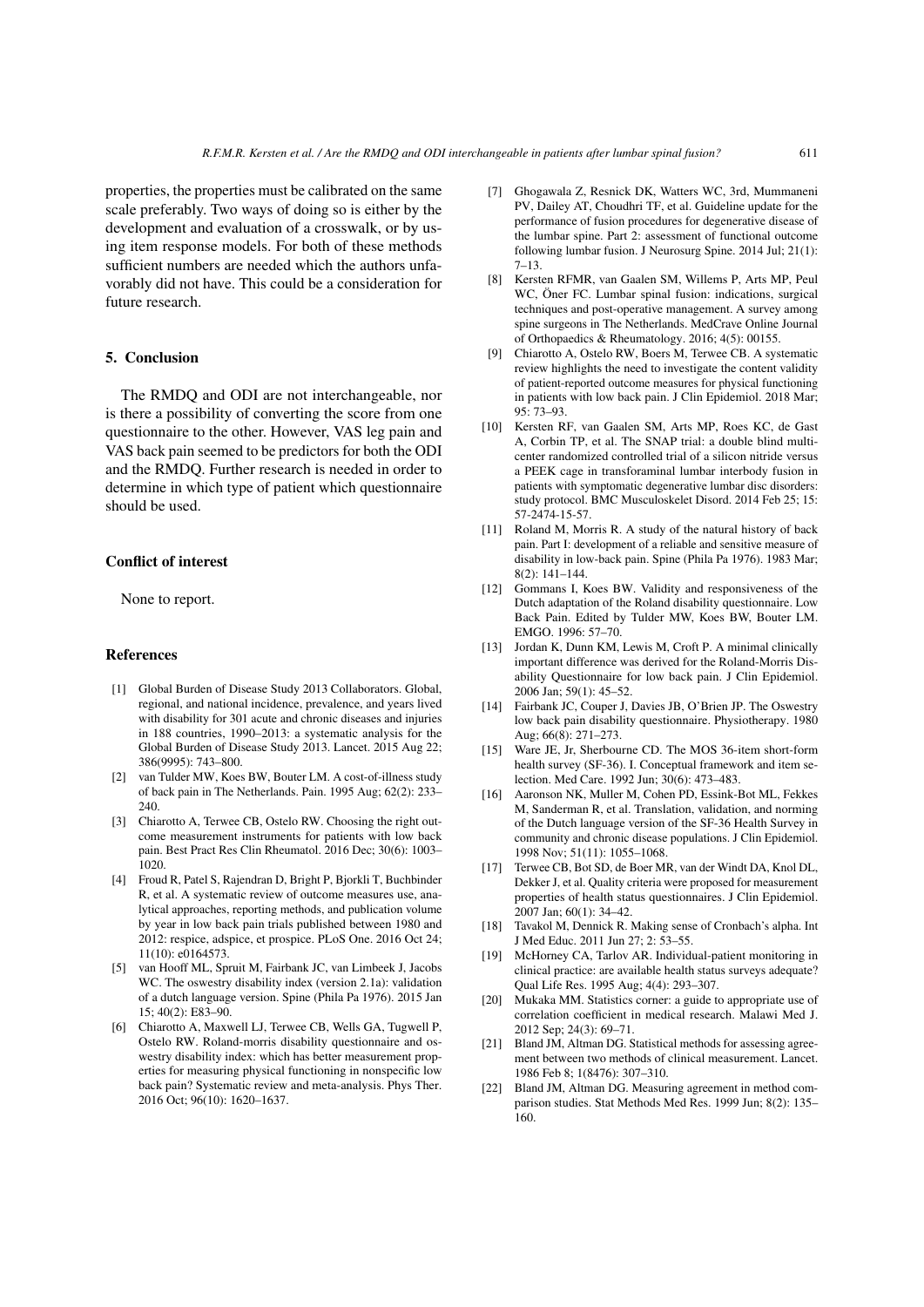properties, the properties must be calibrated on the same scale preferably. Two ways of doing so is either by the development and evaluation of a crosswalk, or by using item response models. For both of these methods sufficient numbers are needed which the authors unfavorably did not have. This could be a consideration for future research.

## 5. Conclusion

The RMDQ and ODI are not interchangeable, nor is there a possibility of converting the score from one questionnaire to the other. However, VAS leg pain and VAS back pain seemed to be predictors for both the ODI and the RMDQ. Further research is needed in order to determine in which type of patient which questionnaire should be used.

## Conflict of interest

None to report.

## References

[1] Global Burden of Disease Study 2013 Collaborators. Global, regional, and national incidence, prevalence, and years lived with disability for 301 acute and chronic diseases and injuries in 188 countries, 1990–2013: a systematic analysis for the Global Burden of Disease Study 2013. Lancet. 2015 Aug 22; 386(9995): 743–800.

[2] van Tulder MW, Koes BW, Bouter LM. A cost-of-illness study of back pain in The Netherlands. Pain. 1995 Aug; 62(2): 233–240.

[3] Chiarotto A, Terwee CB, Ostelo RW. Choosing the right outcome measurement instruments for patients with low back pain. Best Pract Res Clin Rheumatol. 2016 Dec; 30(6): 1003–1020.

[4] Froud R, Patel S, Rajendran D, Bright P, Bjorkli T, Buchbinder R, et al. A systematic review of outcome measures use, analytical approaches, reporting methods, and publication volume by year in low back pain trials published between 1980 and 2012: respice, adspice, et prospice. PLoS One. 2016 Oct 24; 11(10): e0164573.

[5] van Hooff ML, Spruit M, Fairbank JC, van Limbeek J, Jacobs WC. The oswestry disability index (version 2.1a): validation of a dutch language version. Spine (Phila Pa 1976). 2015 Jan 15; 40(2): E83–90.

[6] Chiarotto A, Maxwell LJ, Terwee CB, Wells GA, Tugwell P, Ostelo RW. Roland-morris disability questionnaire and oswestry disability index: which has better measurement properties for measuring physical functioning in nonspecific low back pain? Systematic review and meta-analysis. Phys Ther. 2016 Oct; 96(10): 1620–1637.

[7] Ghogawala Z, Resnick DK, Watters WC, 3rd, Mummaneni PV, Dailey AT, Choudhri TF, et al. Guideline update for the performance of fusion procedures for degenerative disease of the lumbar spine. Part 2: assessment of functional outcome following lumbar fusion. J Neurosurg Spine. 2014 Jul; 21(1): 7–13.

[8] Kersten RFMR, van Gaalen SM, Willems P, Arts MP, Peul WC, Öner FC. Lumbar spinal fusion: indications, surgical techniques and post-operative management. A survey among spine surgeons in The Netherlands. MedCrave Online Journal of Orthopaedics & Rheumatology. 2016; 4(5): 00155.

[9] Chiarotto A, Ostelo RW, Boers M, Terwee CB. A systematic review highlights the need to investigate the content validity of patient-reported outcome measures for physical functioning in patients with low back pain. J Clin Epidemiol. 2018 Mar; 95: 73–93.

[10] Kersten RF, van Gaalen SM, Arts MP, Roes KC, de Gast A, Corbin TP, et al. The SNAP trial: a double blind multi-center randomized controlled trial of a silicon nitride versus a PEEK cage in transforaminal lumbar interbody fusion in patients with symptomatic degenerative lumbar disc disorders: study protocol. BMC Musculoskelet Disord. 2014 Feb 25; 15: 57-2474-15-57.

[11] Roland M, Morris R. A study of the natural history of back pain. Part I: development of a reliable and sensitive measure of disability in low-back pain. Spine (Phila Pa 1976). 1983 Mar; 8(2): 141–144.

[12] Gommans I, Koes BW. Validity and responsiveness of the Dutch adaptation of the Roland disability questionnaire. Low Back Pain. Edited by Tulder MW, Koes BW, Bouter LM. EMGO. 1996: 57–70.

[13] Jordan K, Dunn KM, Lewis M, Croft P. A minimal clinically important difference was derived for the Roland-Morris Disability Questionnaire for low back pain. J Clin Epidemiol. 2006 Jan; 59(1): 45–52.

[14] Fairbank JC, Couper J, Davies JB, O'Brien JP. The Oswestry low back pain disability questionnaire. Physiotherapy. 1980 Aug; 66(8): 271–273.

[15] Ware JE, Jr, Sherbourne CD. The MOS 36-item short-form health survey (SF-36). I. Conceptual framework and item selection. Med Care. 1992 Jun; 30(6): 473–483.

[16] Aaronson NK, Muller M, Cohen PD, Essink-Bot ML, Fekkes M, Sanderman R, et al. Translation, validation, and norming of the Dutch language version of the SF-36 Health Survey in community and chronic disease populations. J Clin Epidemiol. 1998 Nov; 51(11): 1055–1068.

[17] Terwee CB, Bot SD, de Boer MR, van der Windt DA, Knol DL, Dekker J, et al. Quality criteria were proposed for measurement properties of health status questionnaires. J Clin Epidemiol. 2007 Jan; 60(1): 34–42.

[18] Tavakol M, Dennick R. Making sense of Cronbach's alpha. Int J Med Educ. 2011 Jun 27; 2: 53–55.

[19] McHorney CA, Tarlov AR. Individual-patient monitoring in clinical practice: are available health status surveys adequate? Qual Life Res. 1995 Aug; 4(4): 293–307.

[20] Mukaka MM. Statistics corner: a guide to appropriate use of correlation coefficient in medical research. Malawi Med J. 2012 Sep; 24(3): 69–71.

[21] Bland JM, Altman DG. Statistical methods for assessing agreement between two methods of clinical measurement. Lancet. 1986 Feb 8; 1(8476): 307–310.

[22] Bland JM, Altman DG. Measuring agreement in method comparison studies. Stat Methods Med Res. 1999 Jun; 8(2): 135–160.